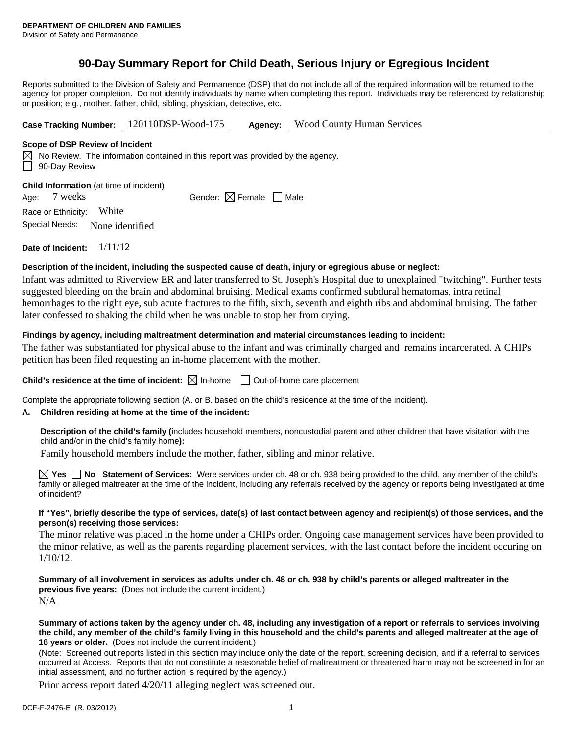**DEPARTMENT OF CHILDREN AND FAMILIES**
Division of Safety and Permanence

# 90-Day Summary Report for Child Death, Serious Injury or Egregious Incident

Reports submitted to the Division of Safety and Permanence (DSP) that do not include all of the required information will be returned to the agency for proper completion. Do not identify individuals by name when completing this report. Individuals may be referenced by relationship or position; e.g., mother, father, child, sibling, physician, detective, etc.

**Case Tracking Number:** 120110DSP-Wood-175 **Agency:** Wood County Human Services

**Scope of DSP Review of Incident**

☒ No Review. The information contained in this report was provided by the agency.
☐ 90-Day Review

**Child Information** (at time of incident)

Age: 7 weeks Gender: ☒ Female ☐ Male

Race or Ethnicity: White

Special Needs: None identified

**Date of Incident:** 1/11/12

**Description of the incident, including the suspected cause of death, injury or egregious abuse or neglect:**

Infant was admitted to Riverview ER and later transferred to St. Joseph's Hospital due to unexplained "twitching". Further tests suggested bleeding on the brain and abdominal bruising. Medical exams confirmed subdural hematomas, intra retinal hemorrhages to the right eye, sub acute fractures to the fifth, sixth, seventh and eighth ribs and abdominal bruising. The father later confessed to shaking the child when he was unable to stop her from crying.

**Findings by agency, including maltreatment determination and material circumstances leading to incident:**

The father was substantiated for physical abuse to the infant and was criminally charged and remains incarcerated. A CHIPs petition has been filed requesting an in-home placement with the mother.

**Child's residence at the time of incident:** ☒ In-home ☐ Out-of-home care placement

Complete the appropriate following section (A. or B. based on the child's residence at the time of the incident).

**A. Children residing at home at the time of the incident:**

**Description of the child's family (**includes household members, noncustodial parent and other children that have visitation with the child and/or in the child's family home**):**

Family household members include the mother, father, sibling and minor relative.

☒ **Yes** ☐ **No Statement of Services:** Were services under ch. 48 or ch. 938 being provided to the child, any member of the child's family or alleged maltreater at the time of the incident, including any referrals received by the agency or reports being investigated at time of incident?

**If "Yes", briefly describe the type of services, date(s) of last contact between agency and recipient(s) of those services, and the person(s) receiving those services:**

The minor relative was placed in the home under a CHIPs order. Ongoing case management services have been provided to the minor relative, as well as the parents regarding placement services, with the last contact before the incident occuring on 1/10/12.

**Summary of all involvement in services as adults under ch. 48 or ch. 938 by child's parents or alleged maltreater in the previous five years:** (Does not include the current incident.)

N/A

**Summary of actions taken by the agency under ch. 48, including any investigation of a report or referrals to services involving the child, any member of the child's family living in this household and the child's parents and alleged maltreater at the age of 18 years or older.** (Does not include the current incident.)

(Note: Screened out reports listed in this section may include only the date of the report, screening decision, and if a referral to services occurred at Access. Reports that do not constitute a reasonable belief of maltreatment or threatened harm may not be screened in for an initial assessment, and no further action is required by the agency.)

Prior access report dated 4/20/11 alleging neglect was screened out.

DCF-F-2476-E (R. 03/2012)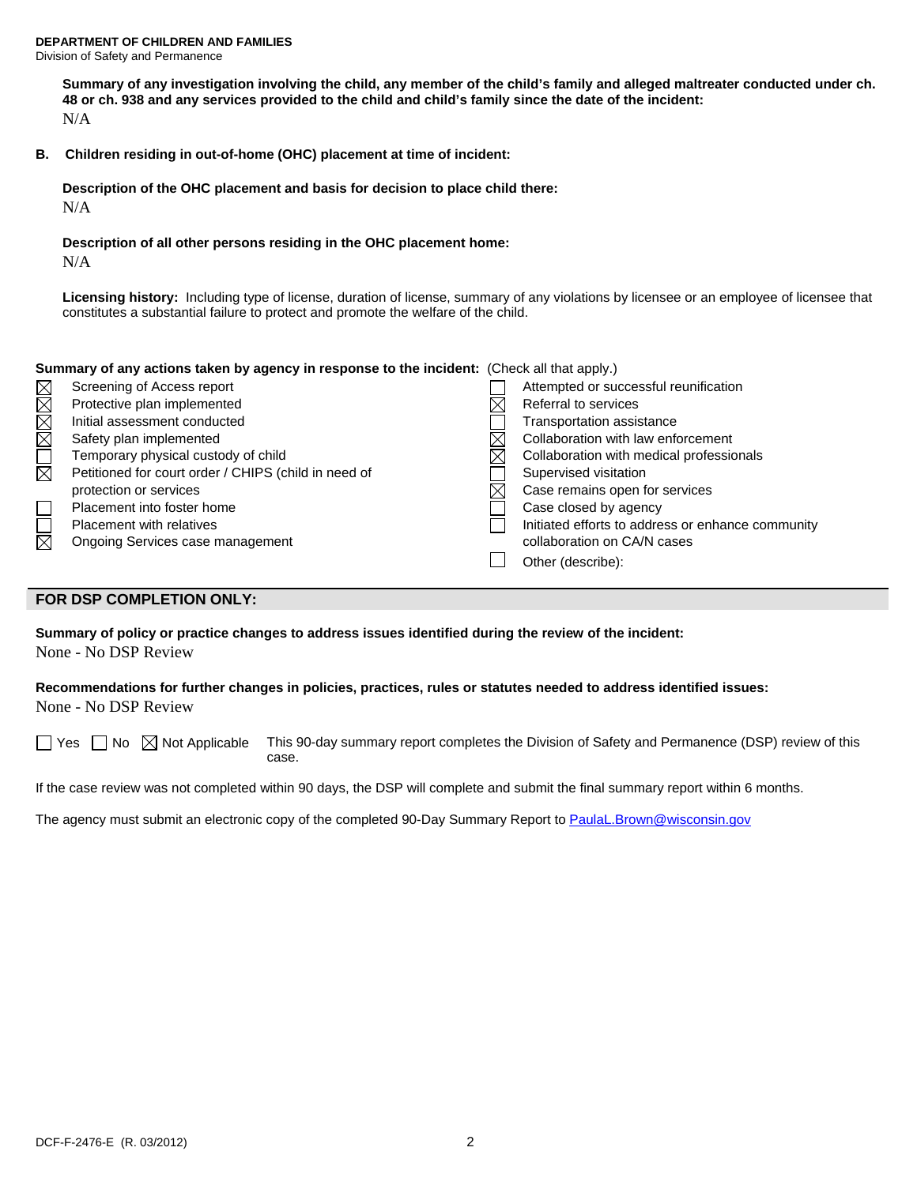**DEPARTMENT OF CHILDREN AND FAMILIES**
Division of Safety and Permanence

**Summary of any investigation involving the child, any member of the child's family and alleged maltreater conducted under ch. 48 or ch. 938 and any services provided to the child and child's family since the date of the incident:**
N/A

**B. Children residing in out-of-home (OHC) placement at time of incident:**

**Description of the OHC placement and basis for decision to place child there:**
N/A

**Description of all other persons residing in the OHC placement home:**
N/A

**Licensing history:** Including type of license, duration of license, summary of any violations by licensee or an employee of licensee that constitutes a substantial failure to protect and promote the welfare of the child.

**Summary of any actions taken by agency in response to the incident:** (Check all that apply.)

- ☒ Screening of Access report
- ☒ Protective plan implemented
- ☒ Initial assessment conducted
- ☒ Safety plan implemented
- ☐ Temporary physical custody of child
- ☒ Petitioned for court order / CHIPS (child in need of protection or services
- ☐ Placement into foster home
- ☐ Placement with relatives
- ☒ Ongoing Services case management
- ☐ Attempted or successful reunification
- ☒ Referral to services
- ☐ Transportation assistance
- ☒ Collaboration with law enforcement
- ☒ Collaboration with medical professionals
- ☐ Supervised visitation
- ☒ Case remains open for services
- ☐ Case closed by agency
- ☐ Initiated efforts to address or enhance community collaboration on CA/N cases
- ☐ Other (describe):

## FOR DSP COMPLETION ONLY:

**Summary of policy or practice changes to address issues identified during the review of the incident:**
None - No DSP Review

**Recommendations for further changes in policies, practices, rules or statutes needed to address identified issues:**
None - No DSP Review

☐ Yes ☐ No ☒ Not Applicable This 90-day summary report completes the Division of Safety and Permanence (DSP) review of this case.

If the case review was not completed within 90 days, the DSP will complete and submit the final summary report within 6 months.

The agency must submit an electronic copy of the completed 90-Day Summary Report to PaulaL.Brown@wisconsin.gov

DCF-F-2476-E (R. 03/2012)